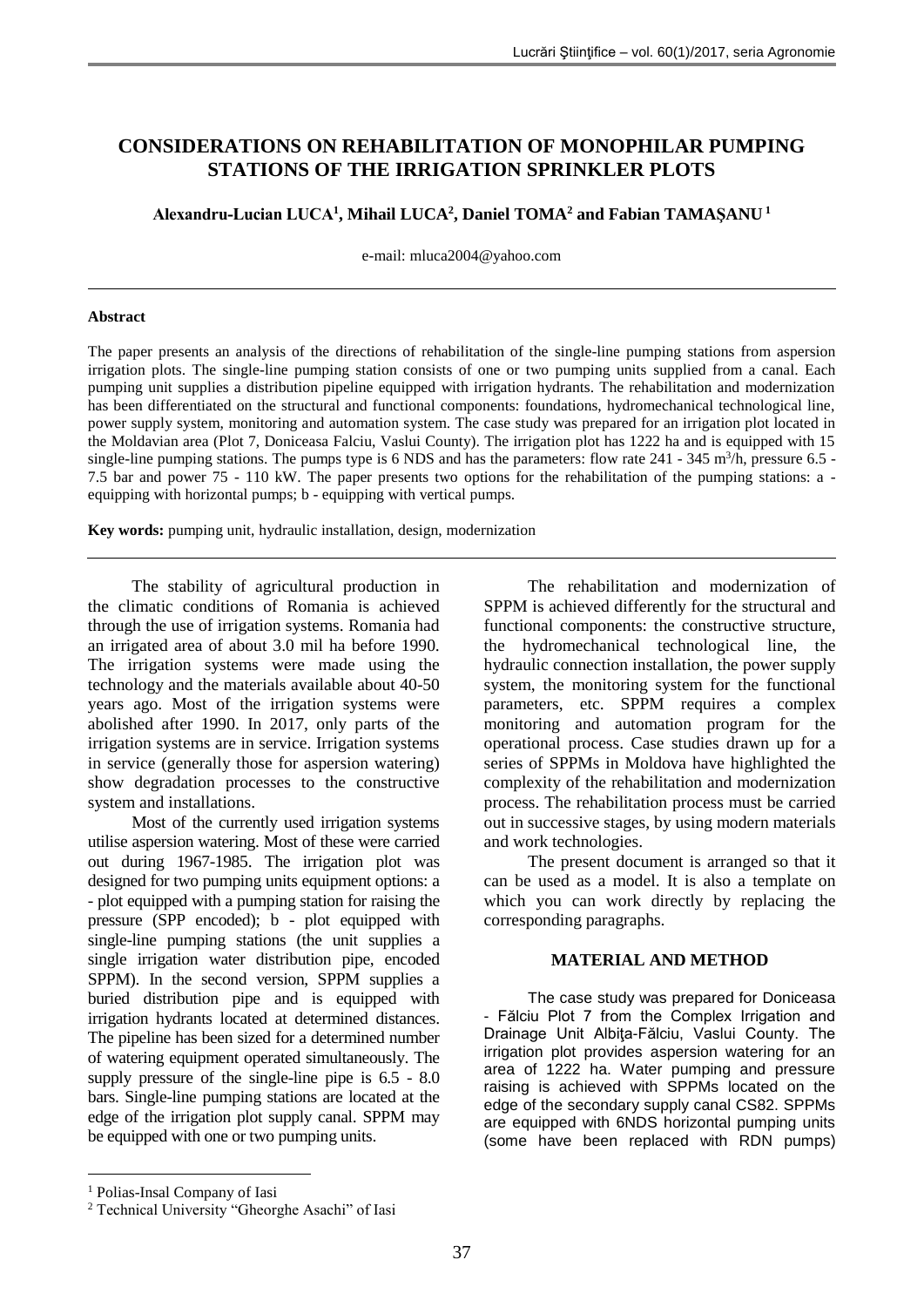# CONSIDERATIONS ON REHABILITATION OF MONOPHILAR PUMPING STATIONS OF THE IRRIGATION SPRINKLER PLOTS

**Alexandru-Lucian LUCA[1], Mihail LUCA[2], Daniel TOMA[2] and Fabian TAMAȘANU[1]**

e-mail: mluca2004@yahoo.com

---

#### Abstract

The paper presents an analysis of the directions of rehabilitation of the single-line pumping stations from aspersion irrigation plots. The single-line pumping station consists of one or two pumping units supplied from a canal. Each pumping unit supplies a distribution pipeline equipped with irrigation hydrants. The rehabilitation and modernization has been differentiated on the structural and functional components: foundations, hydromechanical technological line, power supply system, monitoring and automation system. The case study was prepared for an irrigation plot located in the Moldavian area (Plot 7, Doniceasa Falciu, Vaslui County). The irrigation plot has 1222 ha and is equipped with 15 single-line pumping stations. The pumps type is 6 NDS and has the parameters: flow rate 241 - 345 $m^3$/h, pressure 6.5 - 7.5 bar and power 75 - 110 kW. The paper presents two options for the rehabilitation of the pumping stations: a - equipping with horizontal pumps; b - equipping with vertical pumps.

**Key words:** pumping unit, hydraulic installation, design, modernization

---

The stability of agricultural production in the climatic conditions of Romania is achieved through the use of irrigation systems. Romania had an irrigated area of about 3.0 mil ha before 1990. The irrigation systems were made using the technology and the materials available about 40-50 years ago. Most of the irrigation systems were abolished after 1990. In 2017, only parts of the irrigation systems are in service. Irrigation systems in service (generally those for aspersion watering) show degradation processes to the constructive system and installations.

Most of the currently used irrigation systems utilise aspersion watering. Most of these were carried out during 1967-1985. The irrigation plot was designed for two pumping units equipment options: a - plot equipped with a pumping station for raising the pressure (SPP encoded); b - plot equipped with single-line pumping stations (the unit supplies a single irrigation water distribution pipe, encoded SPPM). In the second version, SPPM supplies a buried distribution pipe and is equipped with irrigation hydrants located at determined distances. The pipeline has been sized for a determined number of watering equipment operated simultaneously. The supply pressure of the single-line pipe is 6.5 - 8.0 bars. Single-line pumping stations are located at the edge of the irrigation plot supply canal. SPPM may be equipped with one or two pumping units.

The rehabilitation and modernization of SPPM is achieved differently for the structural and functional components: the constructive structure, the hydromechanical technological line, the hydraulic connection installation, the power supply system, the monitoring system for the functional parameters, etc. SPPM requires a complex monitoring and automation program for the operational process. Case studies drawn up for a series of SPPMs in Moldova have highlighted the complexity of the rehabilitation and modernization process. The rehabilitation process must be carried out in successive stages, by using modern materials and work technologies.

The present document is arranged so that it can be used as a model. It is also a template on which you can work directly by replacing the corresponding paragraphs.

## MATERIAL AND METHOD

The case study was prepared for Doniceasa - Fălciu Plot 7 from the Complex Irrigation and Drainage Unit Albiţa-Fălciu, Vaslui County. The irrigation plot provides aspersion watering for an area of 1222 ha. Water pumping and pressure raising is achieved with SPPMs located on the edge of the secondary supply canal CS82. SPPMs are equipped with 6NDS horizontal pumping units (some have been replaced with RDN pumps)

---

[1] Polias-Insal Company of Iasi

[2] Technical University "Gheorghe Asachi" of Iasi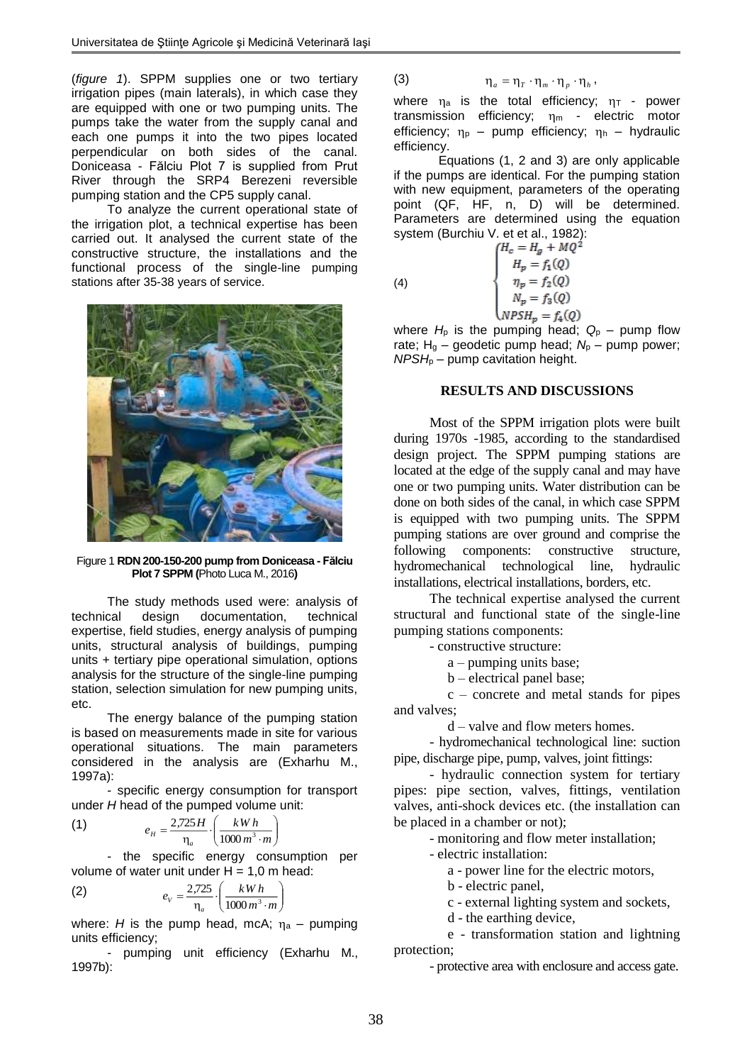(*figure 1*). SPPM supplies one or two tertiary irrigation pipes (main laterals), in which case they are equipped with one or two pumping units. The pumps take the water from the supply canal and each one pumps it into the two pipes located perpendicular on both sides of the canal. Doniceasa - Fălciu Plot 7 is supplied from Prut River through the SRP4 Berezeni reversible pumping station and the CP5 supply canal.

To analyze the current operational state of the irrigation plot, a technical expertise has been carried out. It analysed the current state of the constructive structure, the installations and the functional process of the single-line pumping stations after 35-38 years of service.

Figure 1 **RDN 200-150-200 pump from Doniceasa - Fălciu Plot 7 SPPM (**Photo Luca M., 2016**)**

The study methods used were: analysis of technical design documentation, technical expertise, field studies, energy analysis of pumping units, structural analysis of buildings, pumping units + tertiary pipe operational simulation, options analysis for the structure of the single-line pumping station, selection simulation for new pumping units, etc.

The energy balance of the pumping station is based on measurements made in site for various operational situations. The main parameters considered in the analysis are (Exarhu M., 1997a):

- specific energy consumption for transport under *H* head of the pumped volume unit:

$$e_H = \frac{2{,}725H}{\eta_a} \cdot \left( \frac{kW\,h}{1000\,m^3 \cdot m} \right) \tag{1}$$

- the specific energy consumption per volume of water unit under H = 1,0 m head:

$$e_V = \frac{2{,}725}{\eta_a} \cdot \left( \frac{kW\,h}{1000\,m^3 \cdot m} \right) \tag{2}$$

where: *H* is the pump head, mcA; $\eta_a$ – pumping units efficiency;

- pumping unit efficiency (Exarhu M., 1997b):

$$\eta_a = \eta_T \cdot \eta_m \cdot \eta_p \cdot \eta_h , \tag{3}$$

where $\eta_a$ is the total efficiency; $\eta_T$ - power transmission efficiency; $\eta_m$ - electric motor efficiency; $\eta_p$ – pump efficiency; $\eta_h$ – hydraulic efficiency.

Equations (1, 2 and 3) are only applicable if the pumps are identical. For the pumping station with new equipment, parameters of the operating point (QF, HF, n, D) will be determined. Parameters are determined using the equation system (Burchiu V. et et al., 1982):

$$\begin{cases} H_c = H_g + MQ^2 \\ H_p = f_1(Q) \\ \eta_p = f_2(Q) \\ N_p = f_3(Q) \\ NPSH_p = f_4(Q) \end{cases} \tag{4}$$

where $H_p$ is the pumping head; $Q_p$ – pump flow rate; $H_g$ – geodetic pump head; $N_p$ – pump power; $NPSH_p$ – pump cavitation height.

## RESULTS AND DISCUSSIONS

Most of the SPPM irrigation plots were built during 1970s -1985, according to the standardised design project. The SPPM pumping stations are located at the edge of the supply canal and may have one or two pumping units. Water distribution can be done on both sides of the canal, in which case SPPM is equipped with two pumping units. The SPPM pumping stations are over ground and comprise the following components: constructive structure, hydromechanical technological line, hydraulic installations, electrical installations, borders, etc.

The technical expertise analysed the current structural and functional state of the single-line pumping stations components:

- constructive structure:
  - a – pumping units base;
  - b – electrical panel base;
  - c – concrete and metal stands for pipes and valves;
  - d – valve and flow meters homes.
- hydromechanical technological line: suction pipe, discharge pipe, pump, valves, joint fittings;
- hydraulic connection system for tertiary pipes: pipe section, valves, fittings, ventilation valves, anti-shock devices etc. (the installation can be placed in a chamber or not);
- monitoring and flow meter installation;
- electric installation:
  - a - power line for the electric motors,
  - b - electric panel,
  - c - external lighting system and sockets,
  - d - the earthing device,
  - e - transformation station and lightning protection;
- protective area with enclosure and access gate.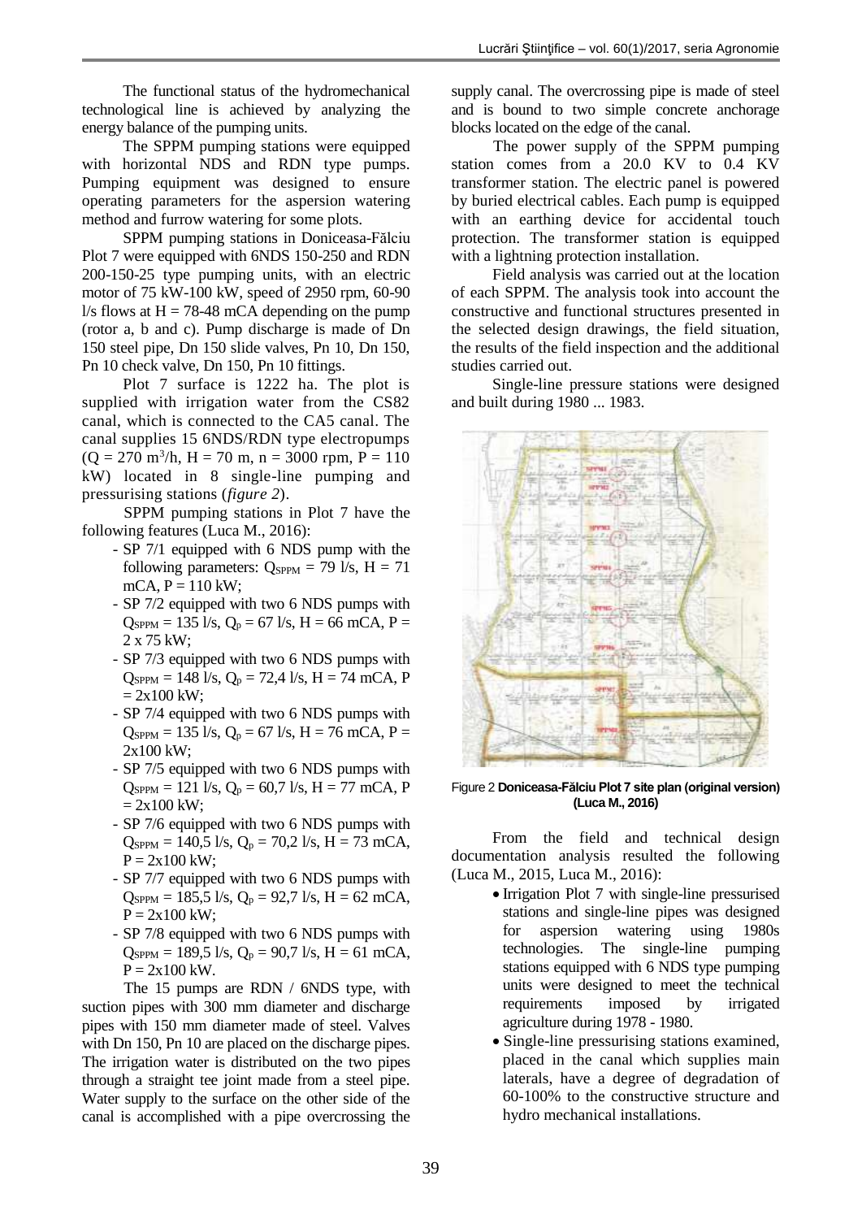The functional status of the hydromechanical technological line is achieved by analyzing the energy balance of the pumping units.

The SPPM pumping stations were equipped with horizontal NDS and RDN type pumps. Pumping equipment was designed to ensure operating parameters for the aspersion watering method and furrow watering for some plots.

SPPM pumping stations in Doniceasa-Fălciu Plot 7 were equipped with 6NDS 150-250 and RDN 200-150-25 type pumping units, with an electric motor of 75 kW-100 kW, speed of 2950 rpm, 60-90 l/s flows at H = 78-48 mCA depending on the pump (rotor a, b and c). Pump discharge is made of Dn 150 steel pipe, Dn 150 slide valves, Pn 10, Dn 150, Pn 10 check valve, Dn 150, Pn 10 fittings.

Plot 7 surface is 1222 ha. The plot is supplied with irrigation water from the CS82 canal, which is connected to the CA5 canal. The canal supplies 15 6NDS/RDN type electropumps ($Q = 270$ m$^3$/h, $H = 70$ m, $n = 3000$ rpm, $P = 110$ kW) located in 8 single-line pumping and pressurising stations (*figure 2*).

SPPM pumping stations in Plot 7 have the following features (Luca M., 2016):

- SP 7/1 equipped with 6 NDS pump with the following parameters: $Q_{SPPM} = 79$ l/s, $H = 71$ mCA, $P = 110$ kW;
- SP 7/2 equipped with two 6 NDS pumps with $Q_{SPPM} = 135$ l/s, $Q_p = 67$ l/s, $H = 66$ mCA, $P =$ 2 x 75 kW;
- SP 7/3 equipped with two 6 NDS pumps with $Q_{SPPM} = 148$ l/s, $Q_p = 72{,}4$ l/s, $H = 74$ mCA, $P = 2$x100 kW;
- SP 7/4 equipped with two 6 NDS pumps with $Q_{SPPM} = 135$ l/s, $Q_p = 67$ l/s, $H = 76$ mCA, $P =$ 2x100 kW;
- SP 7/5 equipped with two 6 NDS pumps with $Q_{SPPM} = 121$ l/s, $Q_p = 60{,}7$ l/s, $H = 77$ mCA, $P = 2$x100 kW;
- SP 7/6 equipped with two 6 NDS pumps with $Q_{SPPM} = 140{,}5$ l/s, $Q_p = 70{,}2$ l/s, $H = 73$ mCA, $P = 2$x100 kW;
- SP 7/7 equipped with two 6 NDS pumps with $Q_{SPPM} = 185{,}5$ l/s, $Q_p = 92{,}7$ l/s, $H = 62$ mCA, $P = 2$x100 kW;
- SP 7/8 equipped with two 6 NDS pumps with $Q_{SPPM} = 189{,}5$ l/s, $Q_p = 90{,}7$ l/s, $H = 61$ mCA, $P = 2$x100 kW.

The 15 pumps are RDN / 6NDS type, with suction pipes with 300 mm diameter and discharge pipes with 150 mm diameter made of steel. Valves with Dn 150, Pn 10 are placed on the discharge pipes. The irrigation water is distributed on the two pipes through a straight tee joint made from a steel pipe. Water supply to the surface on the other side of the canal is accomplished with a pipe overcrossing the supply canal. The overcrossing pipe is made of steel and is bound to two simple concrete anchorage blocks located on the edge of the canal.

The power supply of the SPPM pumping station comes from a 20.0 KV to 0.4 KV transformer station. The electric panel is powered by buried electrical cables. Each pump is equipped with an earthing device for accidental touch protection. The transformer station is equipped with a lightning protection installation.

Field analysis was carried out at the location of each SPPM. The analysis took into account the constructive and functional structures presented in the selected design drawings, the field situation, the results of the field inspection and the additional studies carried out.

Single-line pressure stations were designed and built during 1980 ... 1983.

Figure 2 **Doniceasa-Fălciu Plot 7 site plan (original version) (Luca M., 2016)**

From the field and technical design documentation analysis resulted the following (Luca M., 2015, Luca M., 2016):

- Irrigation Plot 7 with single-line pressurised stations and single-line pipes was designed for aspersion watering using 1980s technologies. The single-line pumping stations equipped with 6 NDS type pumping units were designed to meet the technical requirements imposed by irrigated agriculture during 1978 - 1980.
- Single-line pressurising stations examined, placed in the canal which supplies main laterals, have a degree of degradation of 60-100% to the constructive structure and hydro mechanical installations.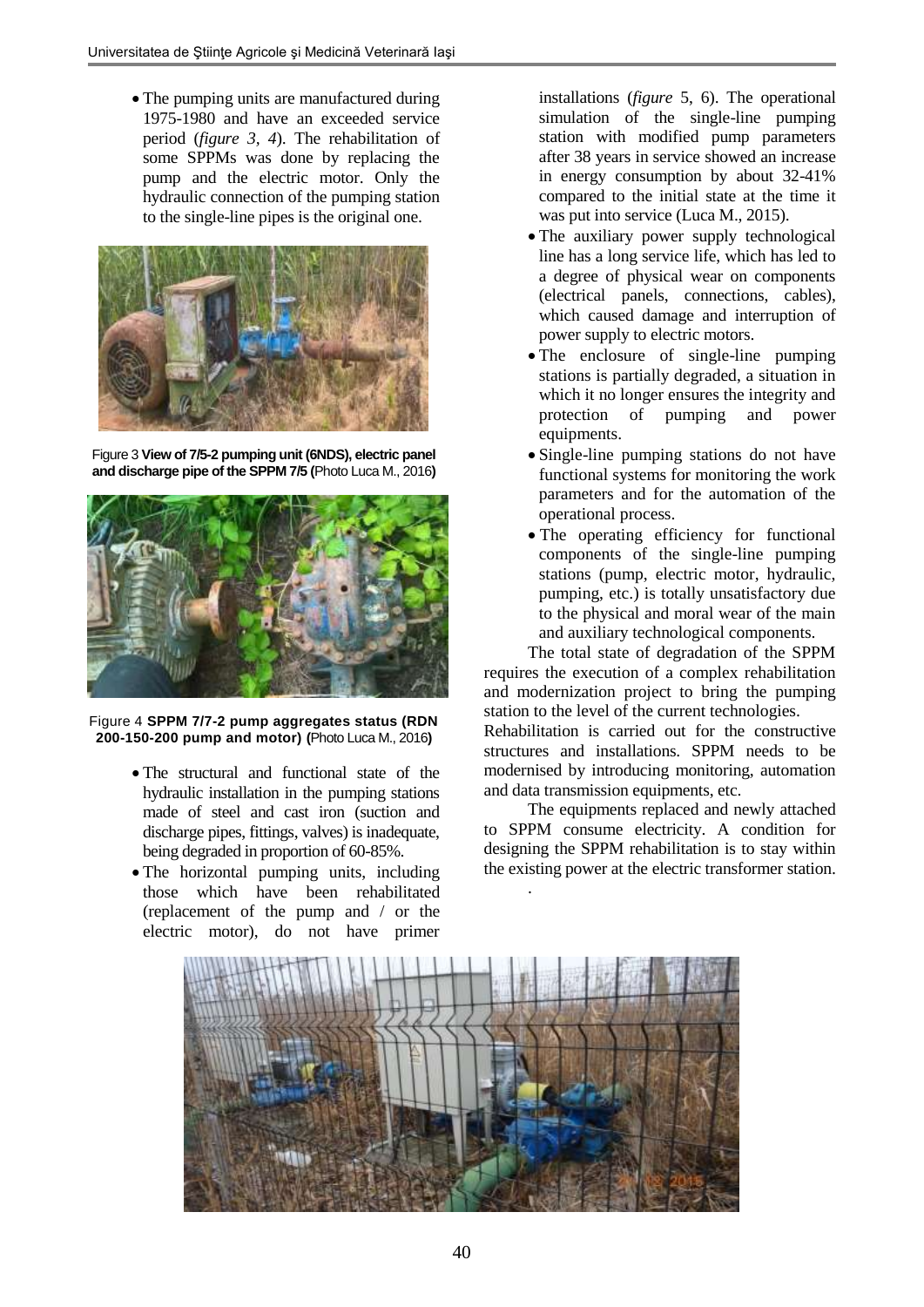- The pumping units are manufactured during 1975-1980 and have an exceeded service period (*figure 3*, *4*). The rehabilitation of some SPPMs was done by replacing the pump and the electric motor. Only the hydraulic connection of the pumping station to the single-line pipes is the original one.

Figure 3 **View of 7/5-2 pumping unit (6NDS), electric panel and discharge pipe of the SPPM 7/5 (**Photo Luca M., 2016**)**

Figure 4 **SPPM 7/7-2 pump aggregates status (RDN 200-150-200 pump and motor) (**Photo Luca M., 2016**)**

- The structural and functional state of the hydraulic installation in the pumping stations made of steel and cast iron (suction and discharge pipes, fittings, valves) is inadequate, being degraded in proportion of 60-85%.
- The horizontal pumping units, including those which have been rehabilitated (replacement of the pump and / or the electric motor), do not have primer installations (*figure* 5, 6). The operational simulation of the single-line pumping station with modified pump parameters after 38 years in service showed an increase in energy consumption by about 32-41% compared to the initial state at the time it was put into service (Luca M., 2015).
- The auxiliary power supply technological line has a long service life, which has led to a degree of physical wear on components (electrical panels, connections, cables), which caused damage and interruption of power supply to electric motors.
- The enclosure of single-line pumping stations is partially degraded, a situation in which it no longer ensures the integrity and protection of pumping and power equipments.
- Single-line pumping stations do not have functional systems for monitoring the work parameters and for the automation of the operational process.
- The operating efficiency for functional components of the single-line pumping stations (pump, electric motor, hydraulic, pumping, etc.) is totally unsatisfactory due to the physical and moral wear of the main and auxiliary technological components.

The total state of degradation of the SPPM requires the execution of a complex rehabilitation and modernization project to bring the pumping station to the level of the current technologies. Rehabilitation is carried out for the constructive structures and installations. SPPM needs to be modernised by introducing monitoring, automation and data transmission equipments, etc.

The equipments replaced and newly attached to SPPM consume electricity. A condition for designing the SPPM rehabilitation is to stay within the existing power at the electric transformer station.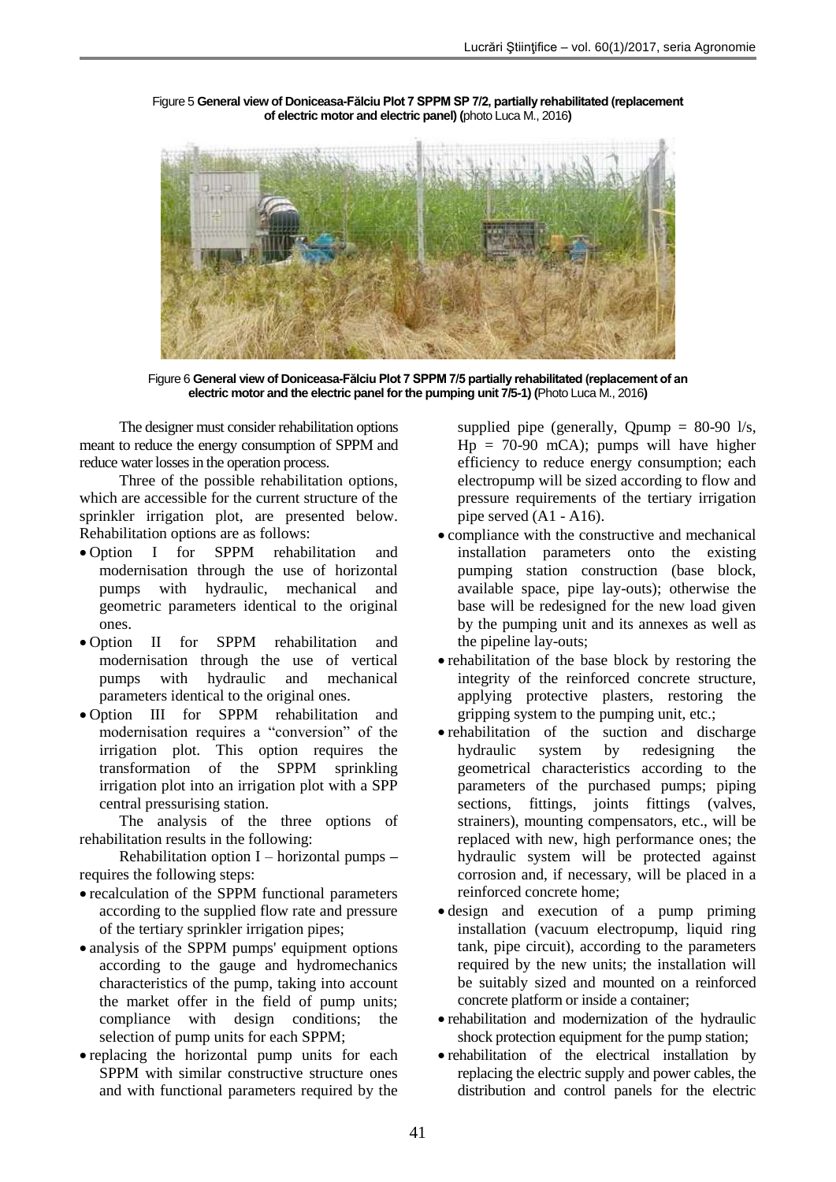Figure 5 **General view of Doniceasa-Fălciu Plot 7 SPPM SP 7/2, partially rehabilitated (replacement of electric motor and electric panel) (**photo Luca M., 2016**)**

Figure 6 **General view of Doniceasa-Fălciu Plot 7 SPPM 7/5 partially rehabilitated (replacement of an electric motor and the electric panel for the pumping unit 7/5-1) (**Photo Luca M., 2016**)**

The designer must consider rehabilitation options meant to reduce the energy consumption of SPPM and reduce water losses in the operation process.

Three of the possible rehabilitation options, which are accessible for the current structure of the sprinkler irrigation plot, are presented below. Rehabilitation options are as follows:

- Option I for SPPM rehabilitation and modernisation through the use of horizontal pumps with hydraulic, mechanical and geometric parameters identical to the original ones.
- Option II for SPPM rehabilitation and modernisation through the use of vertical pumps with hydraulic and mechanical parameters identical to the original ones.
- Option III for SPPM rehabilitation and modernisation requires a "conversion" of the irrigation plot. This option requires the transformation of the SPPM sprinkling irrigation plot into an irrigation plot with a SPP central pressurising station.

The analysis of the three options of rehabilitation results in the following:

Rehabilitation option I – horizontal pumps **–** requires the following steps:

- recalculation of the SPPM functional parameters according to the supplied flow rate and pressure of the tertiary sprinkler irrigation pipes;
- analysis of the SPPM pumps' equipment options according to the gauge and hydromechanics characteristics of the pump, taking into account the market offer in the field of pump units; compliance with design conditions; the selection of pump units for each SPPM;
- replacing the horizontal pump units for each SPPM with similar constructive structure ones and with functional parameters required by the supplied pipe (generally, Qpump = 80-90 l/s, Hp = 70-90 mCA); pumps will have higher efficiency to reduce energy consumption; each electropump will be sized according to flow and pressure requirements of the tertiary irrigation pipe served (A1 - A16).
- compliance with the constructive and mechanical installation parameters onto the existing pumping station construction (base block, available space, pipe lay-outs); otherwise the base will be redesigned for the new load given by the pumping unit and its annexes as well as the pipeline lay-outs;
- rehabilitation of the base block by restoring the integrity of the reinforced concrete structure, applying protective plasters, restoring the gripping system to the pumping unit, etc.;
- rehabilitation of the suction and discharge hydraulic system by redesigning the geometrical characteristics according to the parameters of the purchased pumps; piping sections, fittings, joints fittings (valves, strainers), mounting compensators, etc., will be replaced with new, high performance ones; the hydraulic system will be protected against corrosion and, if necessary, will be placed in a reinforced concrete home;
- design and execution of a pump priming installation (vacuum electropump, liquid ring tank, pipe circuit), according to the parameters required by the new units; the installation will be suitably sized and mounted on a reinforced concrete platform or inside a container;
- rehabilitation and modernization of the hydraulic shock protection equipment for the pump station;
- rehabilitation of the electrical installation by replacing the electric supply and power cables, the distribution and control panels for the electric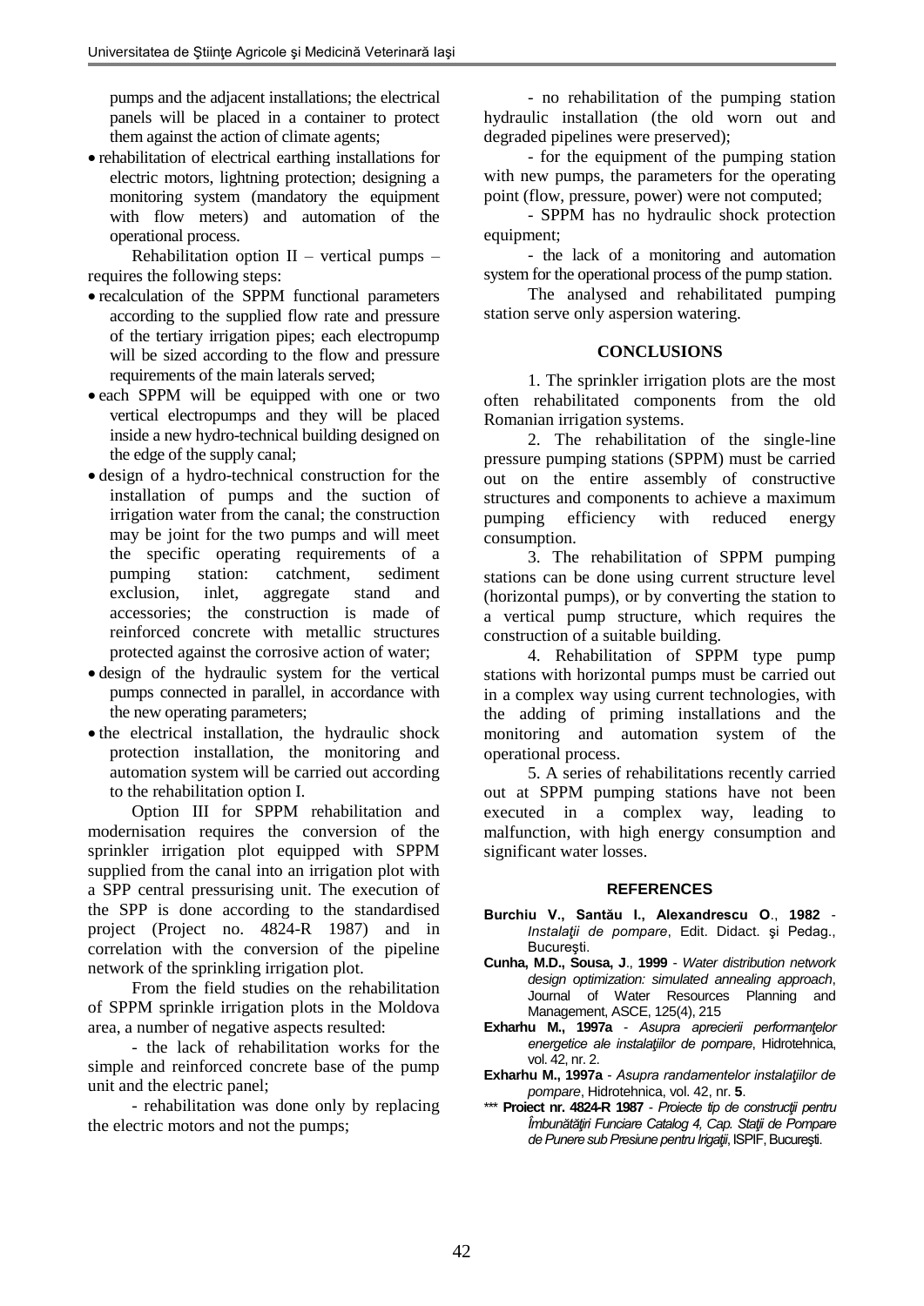pumps and the adjacent installations; the electrical panels will be placed in a container to protect them against the action of climate agents;

- rehabilitation of electrical earthing installations for electric motors, lightning protection; designing a monitoring system (mandatory the equipment with flow meters) and automation of the operational process.

Rehabilitation option II – vertical pumps – requires the following steps:

- recalculation of the SPPM functional parameters according to the supplied flow rate and pressure of the tertiary irrigation pipes; each electropump will be sized according to the flow and pressure requirements of the main laterals served;
- each SPPM will be equipped with one or two vertical electropumps and they will be placed inside a new hydro-technical building designed on the edge of the supply canal;
- design of a hydro-technical construction for the installation of pumps and the suction of irrigation water from the canal; the construction may be joint for the two pumps and will meet the specific operating requirements of a pumping station: catchment, sediment exclusion, inlet, aggregate stand and accessories; the construction is made of reinforced concrete with metallic structures protected against the corrosive action of water;
- design of the hydraulic system for the vertical pumps connected in parallel, in accordance with the new operating parameters;
- the electrical installation, the hydraulic shock protection installation, the monitoring and automation system will be carried out according to the rehabilitation option I.

Option III for SPPM rehabilitation and modernisation requires the conversion of the sprinkler irrigation plot equipped with SPPM supplied from the canal into an irrigation plot with a SPP central pressurising unit. The execution of the SPP is done according to the standardised project (Project no. 4824-R 1987) and in correlation with the conversion of the pipeline network of the sprinkling irrigation plot.

From the field studies on the rehabilitation of SPPM sprinkle irrigation plots in the Moldova area, a number of negative aspects resulted:

- the lack of rehabilitation works for the simple and reinforced concrete base of the pump unit and the electric panel;

- rehabilitation was done only by replacing the electric motors and not the pumps;

- no rehabilitation of the pumping station hydraulic installation (the old worn out and degraded pipelines were preserved);

- for the equipment of the pumping station with new pumps, the parameters for the operating point (flow, pressure, power) were not computed;

- SPPM has no hydraulic shock protection equipment;

- the lack of a monitoring and automation system for the operational process of the pump station.

The analysed and rehabilitated pumping station serve only aspersion watering.

## CONCLUSIONS

1. The sprinkler irrigation plots are the most often rehabilitated components from the old Romanian irrigation systems.

2. The rehabilitation of the single-line pressure pumping stations (SPPM) must be carried out on the entire assembly of constructive structures and components to achieve a maximum pumping efficiency with reduced energy consumption.

3. The rehabilitation of SPPM pumping stations can be done using current structure level (horizontal pumps), or by converting the station to a vertical pump structure, which requires the construction of a suitable building.

4. Rehabilitation of SPPM type pump stations with horizontal pumps must be carried out in a complex way using current technologies, with the adding of priming installations and the monitoring and automation system of the operational process.

5. A series of rehabilitations recently carried out at SPPM pumping stations have not been executed in a complex way, leading to malfunction, with high energy consumption and significant water losses.

## REFERENCES

**Burchiu V., Santău I., Alexandrescu O**., **1982** - *Instalaţii de pompare*, Edit. Didact. şi Pedag., Bucureşti.

**Cunha, M.D., Sousa, J**., **1999** - *Water distribution network design optimization: simulated annealing approach*, Journal of Water Resources Planning and Management, ASCE, 125(4), 215

**Exharhu M., 1997a** - *Asupra aprecierii performanţelor energetice ale instalaţiilor de pompare*, Hidrotehnica, vol. 42, nr. 2.

**Exharhu M., 1997a** - *Asupra randamentelor instalaţiilor de pompare*, Hidrotehnica, vol. 42, nr. **5**.

*** **Proiect nr. 4824-R 1987** - *Proiecte tip de construcţii pentru Îmbunătăţiri Funciare Catalog 4, Cap. Staţii de Pompare de Punere sub Presiune pentru Irigaţii*, ISPIF, Bucureşti.